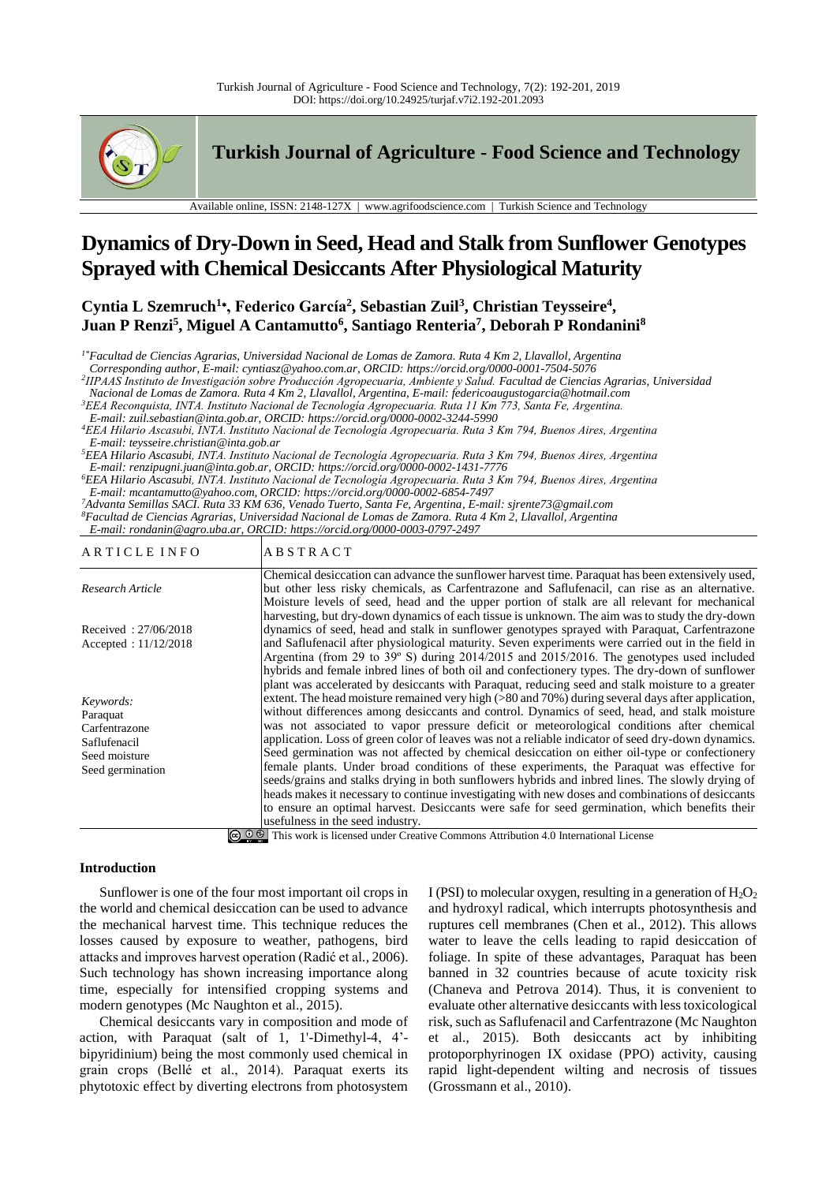# Dynamics of Dry-Down in Seed, Head and Stalk from Sunflower Genotypes Sprayed with Chemical Desiccants After Physiological Maturity

**Cyntia L Szemruch[1*], Federico García[2], Sebastian Zuil[3], Christian Teysseire[4], Juan P Renzi[5], Miguel A Cantamutto[6], Santiago Renteria[7], Deborah P Rondanini[8]**

[1*] *Facultad de Ciencias Agrarias, Universidad Nacional de Lomas de Zamora. Ruta 4 Km 2, Llavallol, Argentina Corresponding author, E-mail: cyntiasz@yahoo.com.ar, ORCID: https://orcid.org/0000-0001-7504-5076*

[2] *IIPAAS Instituto de Investigación sobre Producción Agropecuaria, Ambiente y Salud. Facultad de Ciencias Agrarias, Universidad Nacional de Lomas de Zamora. Ruta 4 Km 2, Llavallol, Argentina, E-mail: federicoaugustogarcia@hotmail.com*

[3] *EEA Reconquista, INTA. Instituto Nacional de Tecnología Agropecuaria. Ruta 11 Km 773, Santa Fe, Argentina. E-mail: zuil.sebastian@inta.gob.ar, ORCID: https://orcid.org/0000-0002-3244-5990*

[4] *EEA Hilario Ascasubi, INTA. Instituto Nacional de Tecnología Agropecuaria. Ruta 3 Km 794, Buenos Aires, Argentina E-mail: teysseire.christian@inta.gob.ar*

[5] *EEA Hilario Ascasubi, INTA. Instituto Nacional de Tecnología Agropecuaria. Ruta 3 Km 794, Buenos Aires, Argentina E-mail: renzipugni.juan@inta.gob.ar, ORCID: https://orcid.org/0000-0002-1431-7776*

[6] *EEA Hilario Ascasubi, INTA. Instituto Nacional de Tecnología Agropecuaria. Ruta 3 Km 794, Buenos Aires, Argentina E-mail: mcantamutto@yahoo.com, ORCID: https://orcid.org/0000-0002-6854-7497*

[7] *Advanta Semillas SACI. Ruta 33 KM 636, Venado Tuerto, Santa Fe, Argentina, E-mail: sjrente73@gmail.com*

[8] *Facultad de Ciencias Agrarias, Universidad Nacional de Lomas de Zamora. Ruta 4 Km 2, Llavallol, Argentina E-mail: rondanin@agro.uba.ar, ORCID: https://orcid.org/0000-0003-0797-2497*

| ARTICLE INFO | ABSTRACT |
|---|---|
| *Research Article*<br><br>Received : 27/06/2018<br>Accepted : 11/12/2018<br><br>*Keywords:*<br>Paraquat<br>Carfentrazone<br>Saflufenacil<br>Seed moisture<br>Seed germination | Chemical desiccation can advance the sunflower harvest time. Paraquat has been extensively used, but other less risky chemicals, as Carfentrazone and Saflufenacil, can rise as an alternative. Moisture levels of seed, head and the upper portion of stalk are all relevant for mechanical harvesting, but dry-down dynamics of each tissue is unknown. The aim was to study the dry-down dynamics of seed, head and stalk in sunflower genotypes sprayed with Paraquat, Carfentrazone and Saflufenacil after physiological maturity. Seven experiments were carried out in the field in Argentina (from 29 to 39º S) during 2014/2015 and 2015/2016. The genotypes used included hybrids and female inbred lines of both oil and confectionery types. The dry-down of sunflower plant was accelerated by desiccants with Paraquat, reducing seed and stalk moisture to a greater extent. The head moisture remained very high (>80 and 70%) during several days after application, without differences among desiccants and control. Dynamics of seed, head, and stalk moisture was not associated to vapor pressure deficit or meteorological conditions after chemical application. Loss of green color of leaves was not a reliable indicator of seed dry-down dynamics. Seed germination was not affected by chemical desiccation on either oil-type or confectionery female plants. Under broad conditions of these experiments, the Paraquat was effective for seeds/grains and stalks drying in both sunflowers hybrids and inbred lines. The slowly drying of heads makes it necessary to continue investigating with new doses and combinations of desiccants to ensure an optimal harvest. Desiccants were safe for seed germination, which benefits their usefulness in the seed industry. |

This work is licensed under Creative Commons Attribution 4.0 International License

## Introduction

Sunflower is one of the four most important oil crops in the world and chemical desiccation can be used to advance the mechanical harvest time. This technique reduces the losses caused by exposure to weather, pathogens, bird attacks and improves harvest operation (Radić et al., 2006). Such technology has shown increasing importance along time, especially for intensified cropping systems and modern genotypes (Mc Naughton et al., 2015).

Chemical desiccants vary in composition and mode of action, with Paraquat (salt of 1, 1'-Dimethyl-4, 4'-bipyridinium) being the most commonly used chemical in grain crops (Bellé et al., 2014). Paraquat exerts its phytotoxic effect by diverting electrons from photosystem I (PSI) to molecular oxygen, resulting in a generation of $H_2O_2$ and hydroxyl radical, which interrupts photosynthesis and ruptures cell membranes (Chen et al., 2012). This allows water to leave the cells leading to rapid desiccation of foliage. In spite of these advantages, Paraquat has been banned in 32 countries because of acute toxicity risk (Chaneva and Petrova 2014). Thus, it is convenient to evaluate other alternative desiccants with less toxicological risk, such as Saflufenacil and Carfentrazone (Mc Naughton et al., 2015). Both desiccants act by inhibiting protoporphyrinogen IX oxidase (PPO) activity, causing rapid light-dependent wilting and necrosis of tissues (Grossmann et al., 2010).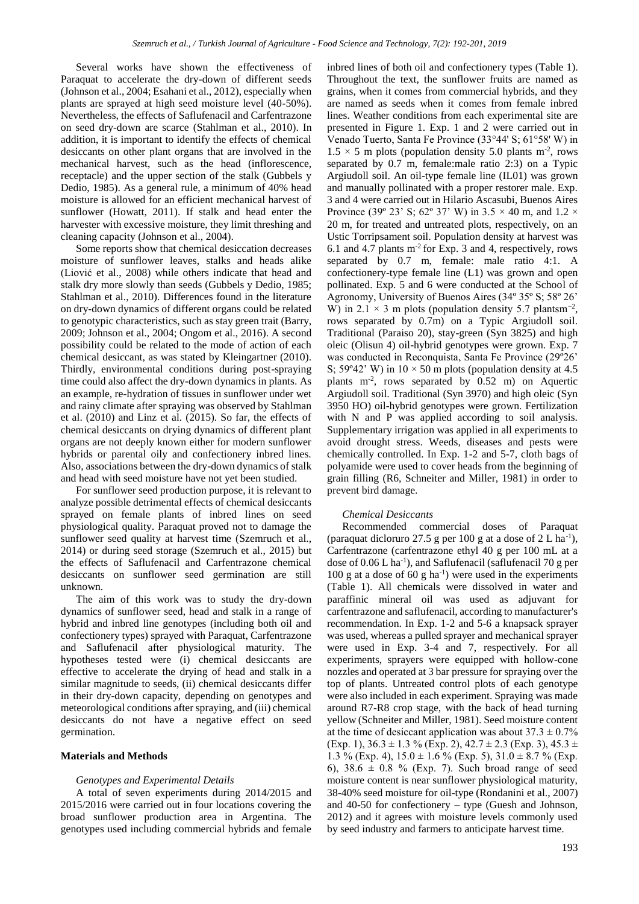Several works have shown the effectiveness of Paraquat to accelerate the dry-down of different seeds (Johnson et al., 2004; Esahani et al., 2012), especially when plants are sprayed at high seed moisture level (40-50%). Nevertheless, the effects of Saflufenacil and Carfentrazone on seed dry-down are scarce (Stahlman et al., 2010). In addition, it is important to identify the effects of chemical desiccants on other plant organs that are involved in the mechanical harvest, such as the head (inflorescence, receptacle) and the upper section of the stalk (Gubbels y Dedio, 1985). As a general rule, a minimum of 40% head moisture is allowed for an efficient mechanical harvest of sunflower (Howatt, 2011). If stalk and head enter the harvester with excessive moisture, they limit threshing and cleaning capacity (Johnson et al., 2004).

Some reports show that chemical desiccation decreases moisture of sunflower leaves, stalks and heads alike (Liović et al., 2008) while others indicate that head and stalk dry more slowly than seeds (Gubbels y Dedio, 1985; Stahlman et al., 2010). Differences found in the literature on dry-down dynamics of different organs could be related to genotypic characteristics, such as stay green trait (Barry, 2009; Johnson et al., 2004; Ongom et al., 2016). A second possibility could be related to the mode of action of each chemical desiccant, as was stated by Kleingartner (2010). Thirdly, environmental conditions during post-spraying time could also affect the dry-down dynamics in plants. As an example, re-hydration of tissues in sunflower under wet and rainy climate after spraying was observed by Stahlman et al. (2010) and Linz et al. (2015). So far, the effects of chemical desiccants on drying dynamics of different plant organs are not deeply known either for modern sunflower hybrids or parental oily and confectionery inbred lines. Also, associations between the dry-down dynamics of stalk and head with seed moisture have not yet been studied.

For sunflower seed production purpose, it is relevant to analyze possible detrimental effects of chemical desiccants sprayed on female plants of inbred lines on seed physiological quality. Paraquat proved not to damage the sunflower seed quality at harvest time (Szemruch et al., 2014) or during seed storage (Szemruch et al., 2015) but the effects of Saflufenacil and Carfentrazone chemical desiccants on sunflower seed germination are still unknown.

The aim of this work was to study the dry-down dynamics of sunflower seed, head and stalk in a range of hybrid and inbred line genotypes (including both oil and confectionery types) sprayed with Paraquat, Carfentrazone and Saflufenacil after physiological maturity. The hypotheses tested were (i) chemical desiccants are effective to accelerate the drying of head and stalk in a similar magnitude to seeds, (ii) chemical desiccants differ in their dry-down capacity, depending on genotypes and meteorological conditions after spraying, and (iii) chemical desiccants do not have a negative effect on seed germination.

## Materials and Methods

### *Genotypes and Experimental Details*

A total of seven experiments during 2014/2015 and 2015/2016 were carried out in four locations covering the broad sunflower production area in Argentina. The genotypes used including commercial hybrids and female inbred lines of both oil and confectionery types (Table 1). Throughout the text, the sunflower fruits are named as grains, when it comes from commercial hybrids, and they are named as seeds when it comes from female inbred lines. Weather conditions from each experimental site are presented in Figure 1. Exp. 1 and 2 were carried out in Venado Tuerto, Santa Fe Province (33°44' S; 61°58' W) in $1.5 \times 5$ m plots (population density 5.0 plants m$^{-2}$, rows separated by 0.7 m, female:male ratio 2:3) on a Typic Argiudoll soil. An oil-type female line (IL01) was grown and manually pollinated with a proper restorer male. Exp. 3 and 4 were carried out in Hilario Ascasubi, Buenos Aires Province (39º 23' S; 62º 37' W) in $3.5 \times 40$ m, and $1.2 \times 20$ m, for treated and untreated plots, respectively, on an Ustic Torripsament soil. Population density at harvest was 6.1 and 4.7 plants m$^{-2}$ for Exp. 3 and 4, respectively, rows separated by 0.7 m, female: male ratio 4:1. A confectionery-type female line (L1) was grown and open pollinated. Exp. 5 and 6 were conducted at the School of Agronomy, University of Buenos Aires (34º 35º S; 58º 26' W) in $2.1 \times 3$ m plots (population density 5.7 plantsm$^{-2}$, rows separated by 0.7m) on a Typic Argiudoll soil. Traditional (Paraiso 20), stay-green (Syn 3825) and high oleic (Olisun 4) oil-hybrid genotypes were grown. Exp. 7 was conducted in Reconquista, Santa Fe Province (29º26' S; 59º42' W) in $10 \times 50$ m plots (population density at 4.5 plants m$^{-2}$, rows separated by 0.52 m) on Aquertic Argiudoll soil. Traditional (Syn 3970) and high oleic (Syn 3950 HO) oil-hybrid genotypes were grown. Fertilization with N and P was applied according to soil analysis. Supplementary irrigation was applied in all experiments to avoid drought stress. Weeds, diseases and pests were chemically controlled. In Exp. 1-2 and 5-7, cloth bags of polyamide were used to cover heads from the beginning of grain filling (R6, Schneiter and Miller, 1981) in order to prevent bird damage.

### *Chemical Desiccants*

Recommended commercial doses of Paraquat (paraquat dicloruro 27.5 g per 100 g at a dose of 2 L ha$^{-1}$), Carfentrazone (carfentrazone ethyl 40 g per 100 mL at a dose of 0.06 L ha$^{-1}$), and Saflufenacil (saflufenacil 70 g per 100 g at a dose of 60 g ha$^{-1}$) were used in the experiments (Table 1). All chemicals were dissolved in water and paraffinic mineral oil was used as adjuvant for carfentrazone and saflufenacil, according to manufacturer's recommendation. In Exp. 1-2 and 5-6 a knapsack sprayer was used, whereas a pulled sprayer and mechanical sprayer were used in Exp. 3-4 and 7, respectively. For all experiments, sprayers were equipped with hollow-cone nozzles and operated at 3 bar pressure for spraying over the top of plants. Untreated control plots of each genotype were also included in each experiment. Spraying was made around R7-R8 crop stage, with the back of head turning yellow (Schneiter and Miller, 1981). Seed moisture content at the time of desiccant application was about $37.3 \pm 0.7$% (Exp. 1), $36.3 \pm 1.3$ % (Exp. 2), $42.7 \pm 2.3$ (Exp. 3), $45.3 \pm 1.3$ % (Exp. 4), $15.0 \pm 1.6$ % (Exp. 5), $31.0 \pm 8.7$ % (Exp. 6), $38.6 \pm 0.8$ % (Exp. 7). Such broad range of seed moisture content is near sunflower physiological maturity, 38-40% seed moisture for oil-type (Rondanini et al., 2007) and 40-50 for confectionery – type (Guesh and Johnson, 2012) and it agrees with moisture levels commonly used by seed industry and farmers to anticipate harvest time.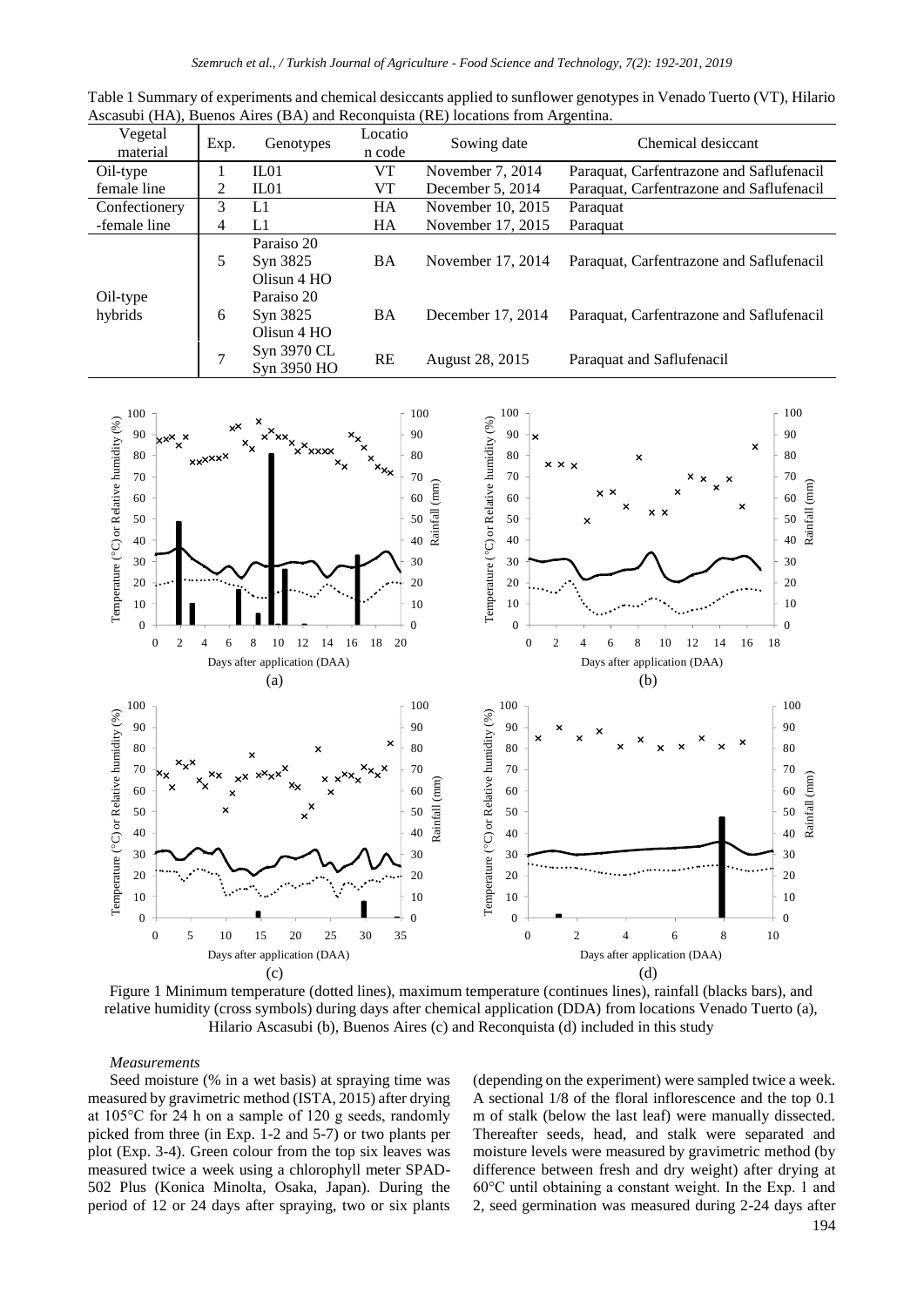Table 1 Summary of experiments and chemical desiccants applied to sunflower genotypes in Venado Tuerto (VT), Hilario Ascasubi (HA), Buenos Aires (BA) and Reconquista (RE) locations from Argentina.

| Vegetal material | Exp. | Genotypes | Location code | Sowing date | Chemical desiccant |
|---|---|---|---|---|---|
| Oil-type female line | 1 | IL01 | VT | November 7, 2014 | Paraquat, Carfentrazone and Saflufenacil |
| | 2 | IL01 | VT | December 5, 2014 | Paraquat, Carfentrazone and Saflufenacil |
| Confectionery-female line | 3 | L1 | HA | November 10, 2015 | Paraquat |
| | 4 | L1 | HA | November 17, 2015 | Paraquat |
| Oil-type hybrids | 5 | Paraiso 20<br>Syn 3825<br>Olisun 4 HO | BA | November 17, 2014 | Paraquat, Carfentrazone and Saflufenacil |
| | 6 | Paraiso 20<br>Syn 3825<br>Olisun 4 HO | BA | December 17, 2014 | Paraquat, Carfentrazone and Saflufenacil |
| | 7 | Syn 3970 CL<br>Syn 3950 HO | RE | August 28, 2015 | Paraquat and Saflufenacil |

Figure 1 Minimum temperature (dotted lines), maximum temperature (continues lines), rainfall (blacks bars), and relative humidity (cross symbols) during days after chemical application (DDA) from locations Venado Tuerto (a), Hilario Ascasubi (b), Buenos Aires (c) and Reconquista (d) included in this study

*Measurements*

Seed moisture (% in a wet basis) at spraying time was measured by gravimetric method (ISTA, 2015) after drying at 105°C for 24 h on a sample of 120 g seeds, randomly picked from three (in Exp. 1-2 and 5-7) or two plants per plot (Exp. 3-4). Green colour from the top six leaves was measured twice a week using a chlorophyll meter SPAD-502 Plus (Konica Minolta, Osaka, Japan). During the period of 12 or 24 days after spraying, two or six plants (depending on the experiment) were sampled twice a week. A sectional 1/8 of the floral inflorescence and the top 0.1 m of stalk (below the last leaf) were manually dissected. Thereafter seeds, head, and stalk were separated and moisture levels were measured by gravimetric method (by difference between fresh and dry weight) after drying at 60°C until obtaining a constant weight. In the Exp. 1 and 2, seed germination was measured during 2-24 days after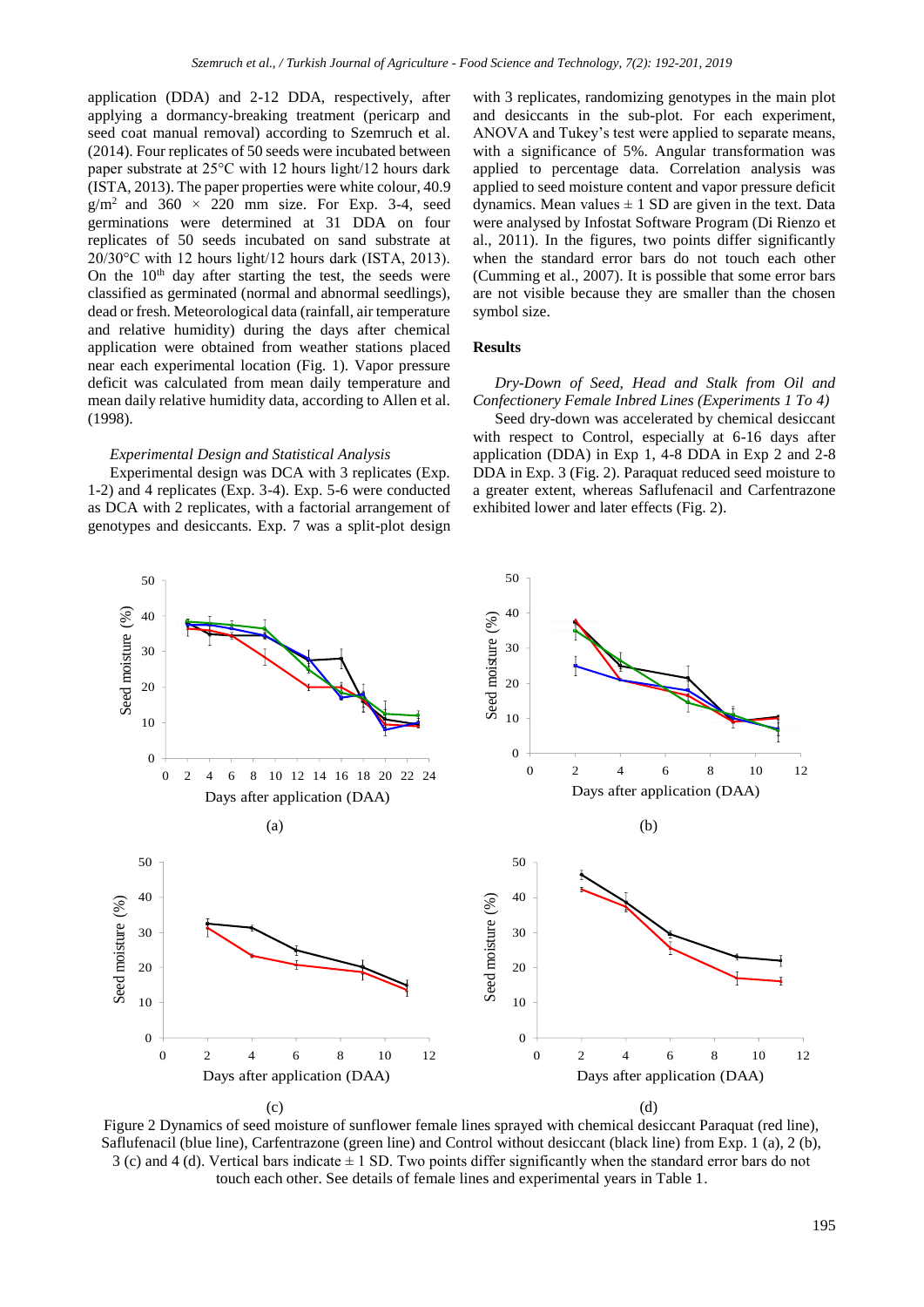application (DDA) and 2-12 DDA, respectively, after applying a dormancy-breaking treatment (pericarp and seed coat manual removal) according to Szemruch et al. (2014). Four replicates of 50 seeds were incubated between paper substrate at 25°C with 12 hours light/12 hours dark (ISTA, 2013). The paper properties were white colour, 40.9 $g/m^2$ and 360 × 220 mm size. For Exp. 3-4, seed germinations were determined at 31 DDA on four replicates of 50 seeds incubated on sand substrate at 20/30°C with 12 hours light/12 hours dark (ISTA, 2013). On the $10^{th}$ day after starting the test, the seeds were classified as germinated (normal and abnormal seedlings), dead or fresh. Meteorological data (rainfall, air temperature and relative humidity) during the days after chemical application were obtained from weather stations placed near each experimental location (Fig. 1). Vapor pressure deficit was calculated from mean daily temperature and mean daily relative humidity data, according to Allen et al. (1998).

*Experimental Design and Statistical Analysis*

Experimental design was DCA with 3 replicates (Exp. 1-2) and 4 replicates (Exp. 3-4). Exp. 5-6 were conducted as DCA with 2 replicates, with a factorial arrangement of genotypes and desiccants. Exp. 7 was a split-plot design with 3 replicates, randomizing genotypes in the main plot and desiccants in the sub-plot. For each experiment, ANOVA and Tukey's test were applied to separate means, with a significance of 5%. Angular transformation was applied to percentage data. Correlation analysis was applied to seed moisture content and vapor pressure deficit dynamics. Mean values ± 1 SD are given in the text. Data were analysed by Infostat Software Program (Di Rienzo et al., 2011). In the figures, two points differ significantly when the standard error bars do not touch each other (Cumming et al., 2007). It is possible that some error bars are not visible because they are smaller than the chosen symbol size.

## Results

*Dry-Down of Seed, Head and Stalk from Oil and Confectionery Female Inbred Lines (Experiments 1 To 4)*

Seed dry-down was accelerated by chemical desiccant with respect to Control, especially at 6-16 days after application (DDA) in Exp 1, 4-8 DDA in Exp 2 and 2-8 DDA in Exp. 3 (Fig. 2). Paraquat reduced seed moisture to a greater extent, whereas Saflufenacil and Carfentrazone exhibited lower and later effects (Fig. 2).

Figure 2 Dynamics of seed moisture of sunflower female lines sprayed with chemical desiccant Paraquat (red line), Saflufenacil (blue line), Carfentrazone (green line) and Control without desiccant (black line) from Exp. 1 (a), 2 (b), 3 (c) and 4 (d). Vertical bars indicate ± 1 SD. Two points differ significantly when the standard error bars do not touch each other. See details of female lines and experimental years in Table 1.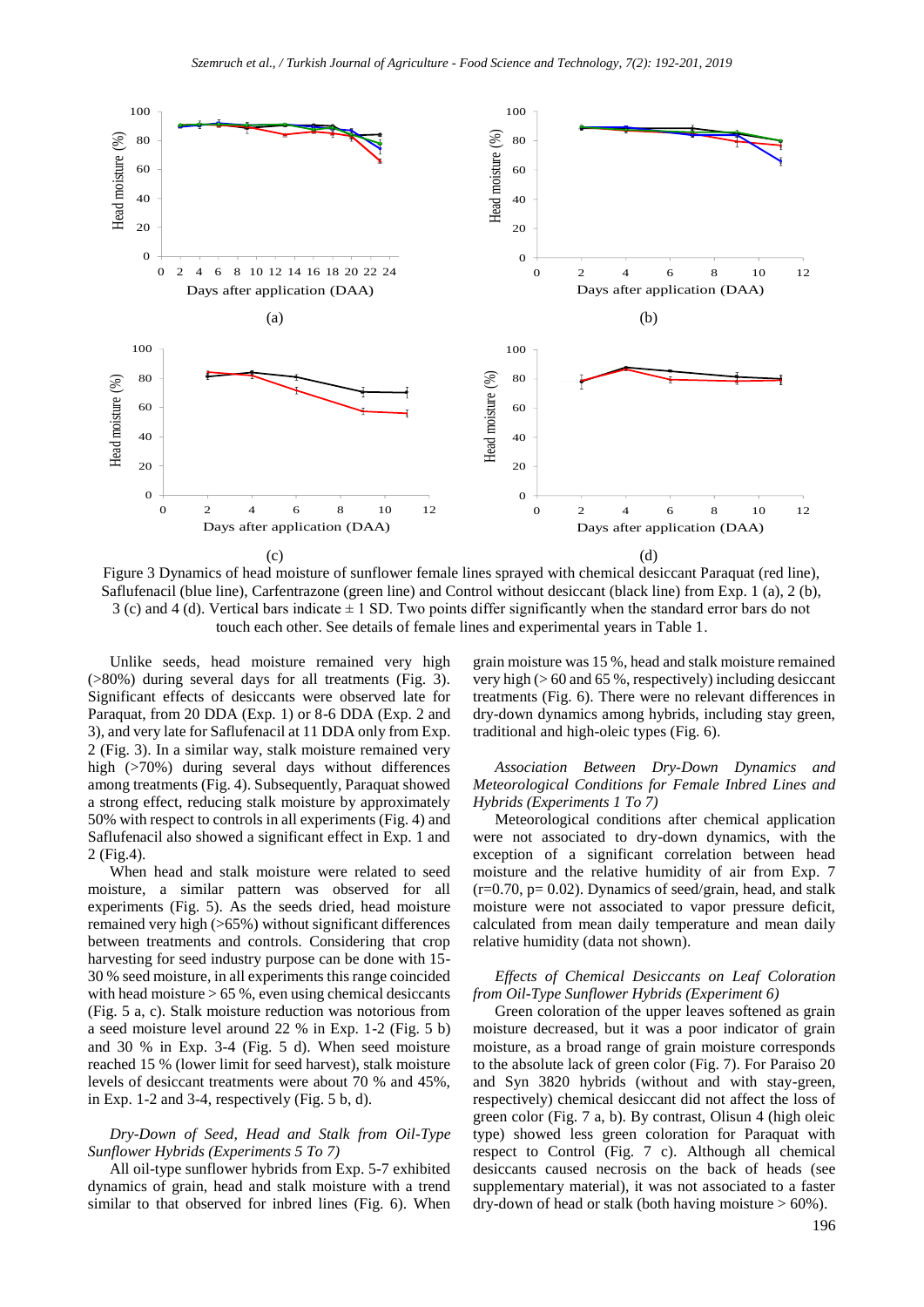Figure 3 Dynamics of head moisture of sunflower female lines sprayed with chemical desiccant Paraquat (red line), Saflufenacil (blue line), Carfentrazone (green line) and Control without desiccant (black line) from Exp. 1 (a), 2 (b), 3 (c) and 4 (d). Vertical bars indicate ± 1 SD. Two points differ significantly when the standard error bars do not touch each other. See details of female lines and experimental years in Table 1.

Unlike seeds, head moisture remained very high (>80%) during several days for all treatments (Fig. 3). Significant effects of desiccants were observed late for Paraquat, from 20 DDA (Exp. 1-2) or 8-6 DDA (Exp. 2 and 3), and very late for Saflufenacil at 11 DDA only from Exp. 2 (Fig. 3). In a similar way, stalk moisture remained very high (>70%) during several days without differences among treatments (Fig. 4). Subsequently, Paraquat showed a strong effect, reducing stalk moisture by approximately 50% with respect to controls in all experiments (Fig. 4) and Saflufenacil also showed a significant effect in Exp. 1 and 2 (Fig.4).

When head and stalk moisture were related to seed moisture, a similar pattern was observed for all experiments (Fig. 5). As the seeds dried, head moisture remained very high (>65%) without significant differences between treatments and controls. Considering that crop harvesting for seed industry purpose can be done with 15-30 % seed moisture, in all experiments this range coincided with head moisture > 65 %, even using chemical desiccants (Fig. 5 a, c). Stalk moisture reduction was notorious from a seed moisture level around 22 % in Exp. 1-2 (Fig. 5 b) and 30 % in Exp. 3-4 (Fig. 5 d). When seed moisture reached 15 % (lower limit for seed harvest), stalk moisture levels of desiccant treatments were about 70 % and 45%, in Exp. 1-2 and 3-4, respectively (Fig. 5 b, d).

### *Dry-Down of Seed, Head and Stalk from Oil-Type Sunflower Hybrids (Experiments 5 To 7)*

All oil-type sunflower hybrids from Exp. 5-7 exhibited dynamics of grain, head and stalk moisture with a trend similar to that observed for inbred lines (Fig. 6). When grain moisture was 15 %, head and stalk moisture remained very high (> 60 and 65 %, respectively) including desiccant treatments (Fig. 6). There were no relevant differences in dry-down dynamics among hybrids, including stay green, traditional and high-oleic types (Fig. 6).

### *Association Between Dry-Down Dynamics and Meteorological Conditions for Female Inbred Lines and Hybrids (Experiments 1 To 7)*

Meteorological conditions after chemical application were not associated to dry-down dynamics, with the exception of a significant correlation between head moisture and the relative humidity of air from Exp. 7 ($r=0.70$, $p= 0.02$). Dynamics of seed/grain, head, and stalk moisture were not associated to vapor pressure deficit, calculated from mean daily temperature and mean daily relative humidity (data not shown).

### *Effects of Chemical Desiccants on Leaf Coloration from Oil-Type Sunflower Hybrids (Experiment 6)*

Green coloration of the upper leaves softened as grain moisture decreased, but it was a poor indicator of grain moisture, as a broad range of grain moisture corresponds to the absolute lack of green color (Fig. 7). For Paraiso 20 and Syn 3820 hybrids (without and with stay-green, respectively) chemical desiccant did not affect the loss of green color (Fig. 7 a, b). By contrast, Olisun 4 (high oleic type) showed less green coloration for Paraquat with respect to Control (Fig. 7 c). Although all chemical desiccants caused necrosis on the back of heads (see supplementary material), it was not associated to a faster dry-down of head or stalk (both having moisture > 60%).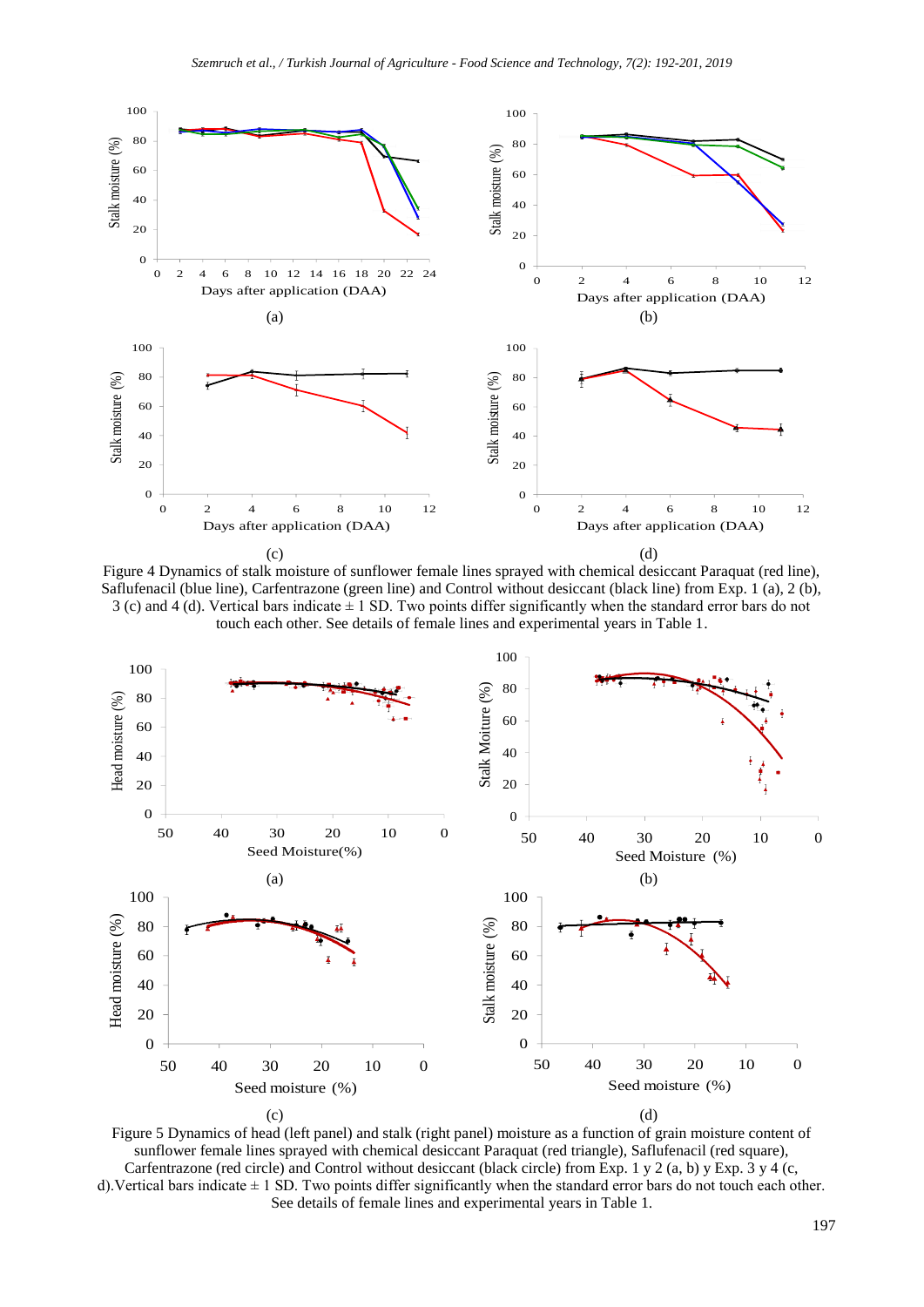Figure 4 Dynamics of stalk moisture of sunflower female lines sprayed with chemical desiccant Paraquat (red line), Saflufenacil (blue line), Carfentrazone (green line) and Control without desiccant (black line) from Exp. 1 (a), 2 (b), 3 (c) and 4 (d). Vertical bars indicate ± 1 SD. Two points differ significantly when the standard error bars do not touch each other. See details of female lines and experimental years in Table 1.

Figure 5 Dynamics of head (left panel) and stalk (right panel) moisture as a function of grain moisture content of sunflower female lines sprayed with chemical desiccant Paraquat (red triangle), Saflufenacil (red square), Carfentrazone (red circle) and Control without desiccant (black circle) from Exp. 1 y 2 (a, b) y Exp. 3 y 4 (c, d). Vertical bars indicate ± 1 SD. Two points differ significantly when the standard error bars do not touch each other. See details of female lines and experimental years in Table 1.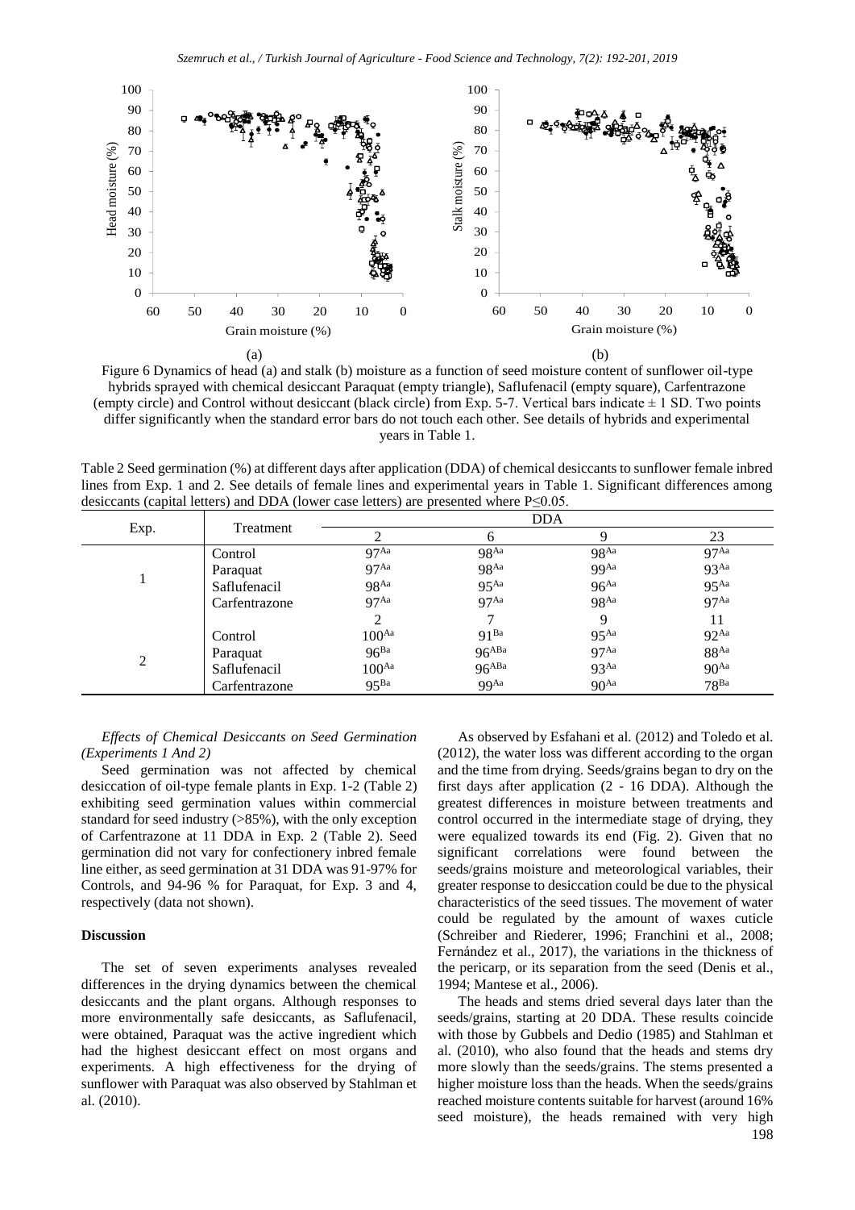Figure 6 Dynamics of head (a) and stalk (b) moisture as a function of seed moisture content of sunflower oil-type hybrids sprayed with chemical desiccant Paraquat (empty triangle), Saflufenacil (empty square), Carfentrazone (empty circle) and Control without desiccant (black circle) from Exp. 5-7. Vertical bars indicate ± 1 SD. Two points differ significantly when the standard error bars do not touch each other. See details of hybrids and experimental years in Table 1.

Table 2 Seed germination (%) at different days after application (DDA) of chemical desiccants to sunflower female inbred lines from Exp. 1 and 2. See details of female lines and experimental years in Table 1. Significant differences among desiccants (capital letters) and DDA (lower case letters) are presented where P≤0.05.

| Exp. | Treatment | DDA | | | |
|---|---|---|---|---|---|
| | | 2 | 6 | 9 | 23 |
| 1 | Control | 97^Aa | 98^Aa | 98^Aa | 97^Aa |
| | Paraquat | 97^Aa | 98^Aa | 99^Aa | 93^Aa |
| | Saflufenacil | 98^Aa | 95^Aa | 96^Aa | 95^Aa |
| | Carfentrazone | 97^Aa | 97^Aa | 98^Aa | 97^Aa |
| | | 2 | 7 | 9 | 11 |
| 2 | Control | 100^Aa | 91^Ba | 95^Aa | 92^Aa |
| | Paraquat | 96^Ba | 96^ABa | 97^Aa | 88^Aa |
| | Saflufenacil | 100^Aa | 96^ABa | 93^Aa | 90^Aa |
| | Carfentrazone | 95^Ba | 99^Aa | 90^Aa | 78^Ba |

*Effects of Chemical Desiccants on Seed Germination (Experiments 1 And 2)*

Seed germination was not affected by chemical desiccation of oil-type female plants in Exp. 1-2 (Table 2) exhibiting seed germination values within commercial standard for seed industry (>85%), with the only exception of Carfentrazone at 11 DDA in Exp. 2 (Table 2). Seed germination did not vary for confectionery inbred female line either, as seed germination at 31 DDA was 91-97% for Controls, and 94-96 % for Paraquat, for Exp. 3 and 4, respectively (data not shown).

## Discussion

The set of seven experiments analyses revealed differences in the drying dynamics between the chemical desiccants and the plant organs. Although responses to more environmentally safe desiccants, as Saflufenacil, were obtained, Paraquat was the active ingredient which had the highest desiccant effect on most organs and experiments. A high effectiveness for the drying of sunflower with Paraquat was also observed by Stahlman et al. (2010).

As observed by Esfahani et al. (2012) and Toledo et al. (2012), the water loss was different according to the organ and the time from drying. Seeds/grains began to dry on the first days after application (2 - 16 DDA). Although the greatest differences in moisture between treatments and control occurred in the intermediate stage of drying, they were equalized towards its end (Fig. 2). Given that no significant correlations were found between the seeds/grains moisture and meteorological variables, their greater response to desiccation could be due to the physical characteristics of the seed tissues. The movement of water could be regulated by the amount of waxes cuticle (Schreiber and Riederer, 1996; Franchini et al., 2008; Fernández et al., 2017), the variations in the thickness of the pericarp, or its separation from the seed (Denis et al., 1994; Mantese et al., 2006).

The heads and stems dried several days later than the seeds/grains, starting at 20 DDA. These results coincide with those by Gubbels and Dedio (1985) and Stahlman et al. (2010), who also found that the heads and stems dry more slowly than the seeds/grains. The stems presented a higher moisture loss than the heads. When the seeds/grains reached moisture contents suitable for harvest (around 16% seed moisture), the heads remained with very high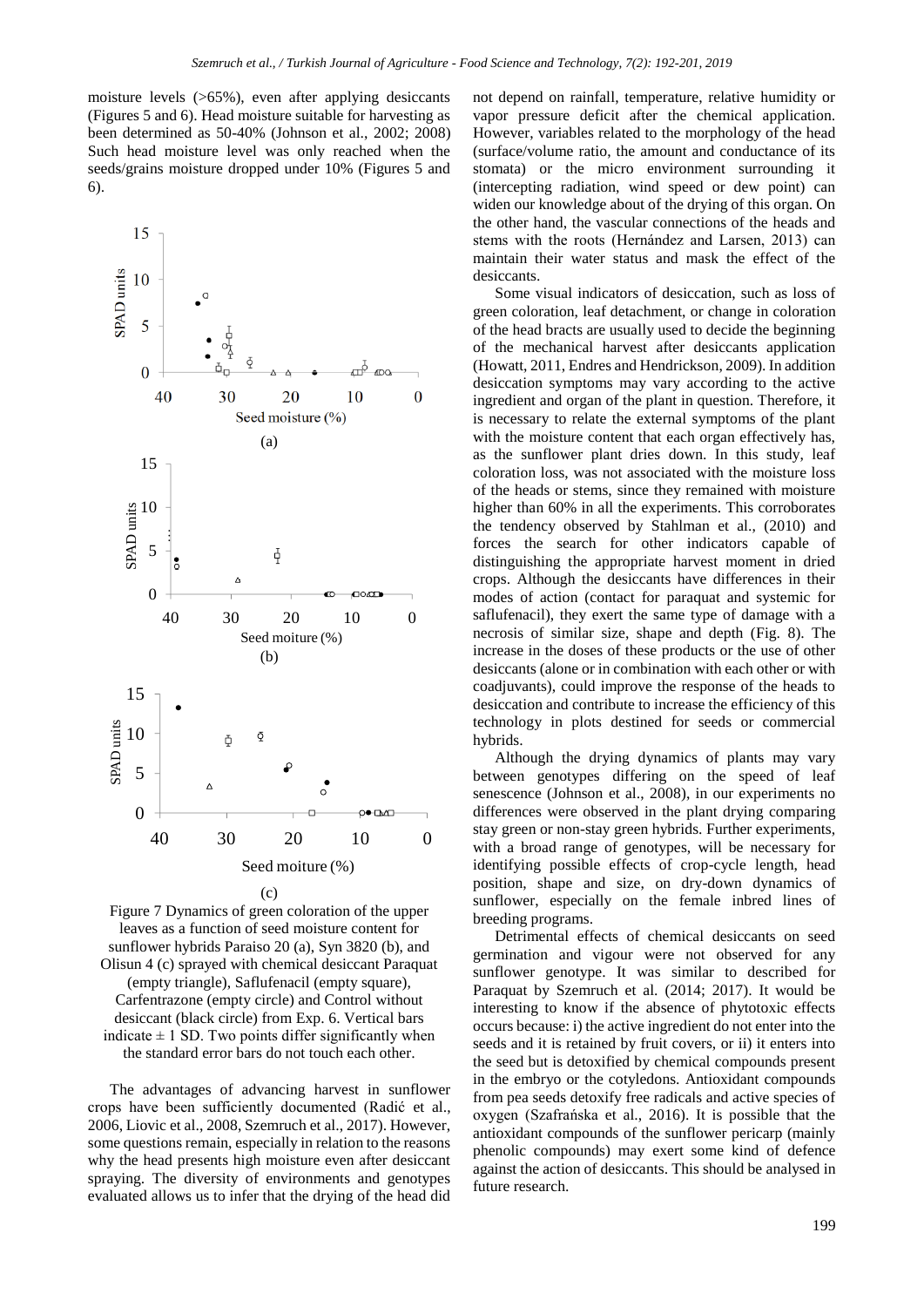moisture levels (>65%), even after applying desiccants (Figures 5 and 6). Head moisture suitable for harvesting as been determined as 50-40% (Johnson et al., 2002; 2008) Such head moisture level was only reached when the seeds/grains moisture dropped under 10% (Figures 5 and 6).

Figure 7 Dynamics of green coloration of the upper leaves as a function of seed moisture content for sunflower hybrids Paraiso 20 (a), Syn 3820 (b), and Olisun 4 (c) sprayed with chemical desiccant Paraquat (empty triangle), Saflufenacil (empty square), Carfentrazone (empty circle) and Control without desiccant (black circle) from Exp. 6. Vertical bars indicate ± 1 SD. Two points differ significantly when the standard error bars do not touch each other.

The advantages of advancing harvest in sunflower crops have been sufficiently documented (Radić et al., 2006, Liovic et al., 2008, Szemruch et al., 2017). However, some questions remain, especially in relation to the reasons why the head presents high moisture even after desiccant spraying. The diversity of environments and genotypes evaluated allows us to infer that the drying of the head did not depend on rainfall, temperature, relative humidity or vapor pressure deficit after the chemical application. However, variables related to the morphology of the head (surface/volume ratio, the amount and conductance of its stomata) or the micro environment surrounding it (intercepting radiation, wind speed or dew point) can widen our knowledge about of the drying of this organ. On the other hand, the vascular connections of the heads and stems with the roots (Hernández and Larsen, 2013) can maintain their water status and mask the effect of the desiccants.

Some visual indicators of desiccation, such as loss of green coloration, leaf detachment, or change in coloration of the head bracts are usually used to decide the beginning of the mechanical harvest after desiccants application (Howatt, 2011, Endres and Hendrickson, 2009). In addition desiccation symptoms may vary according to the active ingredient and organ of the plant in question. Therefore, it is necessary to relate the external symptoms of the plant with the moisture content that each organ effectively has, as the sunflower plant dries down. In this study, leaf coloration loss, was not associated with the moisture loss of the heads or stems, since they remained with moisture higher than 60% in all the experiments. This corroborates the tendency observed by Stahlman et al., (2010) and forces the search for other indicators capable of distinguishing the appropriate harvest moment in dried crops. Although the desiccants have differences in their modes of action (contact for paraquat and systemic for saflufenacil), they exert the same type of damage with a necrosis of similar size, shape and depth (Fig. 8). The increase in the doses of these products or the use of other desiccants (alone or in combination with each other or with coadjuvants), could improve the response of the heads to desiccation and contribute to increase the efficiency of this technology in plots destined for seeds or commercial hybrids.

Although the drying dynamics of plants may vary between genotypes differing on the speed of leaf senescence (Johnson et al., 2008), in our experiments no differences were observed in the plant drying comparing stay green or non-stay green hybrids. Further experiments, with a broad range of genotypes, will be necessary for identifying possible effects of crop-cycle length, head position, shape and size, on dry-down dynamics of sunflower, especially on the female inbred lines of breeding programs.

Detrimental effects of chemical desiccants on seed germination and vigour were not observed for any sunflower genotype. It was similar to described for Paraquat by Szemruch et al. (2014; 2017). It would be interesting to know if the absence of phytotoxic effects occurs because: i) the active ingredient do not enter into the seeds and it is retained by fruit covers, or ii) it enters into the seed but is detoxified by chemical compounds present in the embryo or the cotyledons. Antioxidant compounds from pea seeds detoxify free radicals and active species of oxygen (Szafrańska et al., 2016). It is possible that the antioxidant compounds of the sunflower pericarp (mainly phenolic compounds) may exert some kind of defence against the action of desiccants. This should be analysed in future research.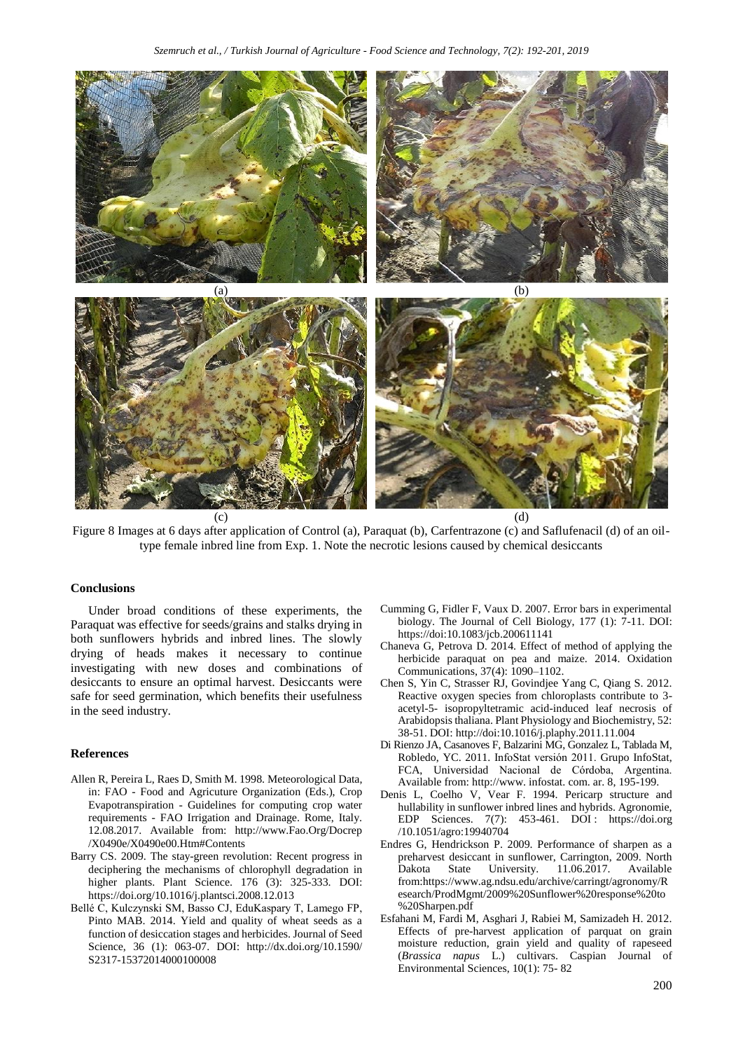(a) (b)

(c) (d)

Figure 8 Images at 6 days after application of Control (a), Paraquat (b), Carfentrazone (c) and Saflufenacil (d) of an oil-type female inbred line from Exp. 1. Note the necrotic lesions caused by chemical desiccants

## Conclusions

Under broad conditions of these experiments, the Paraquat was effective for seeds/grains and stalks drying in both sunflowers hybrids and inbred lines. The slowly drying of heads makes it necessary to continue investigating with new doses and combinations of desiccants to ensure an optimal harvest. Desiccants were safe for seed germination, which benefits their usefulness in the seed industry.

## References

Allen R, Pereira L, Raes D, Smith M. 1998. Meteorological Data, in: FAO - Food and Agricuture Organization (Eds.), Crop Evapotranspiration - Guidelines for computing crop water requirements - FAO Irrigation and Drainage. Rome, Italy. 12.08.2017. Available from: http://www.Fao.Org/Docrep/X0490e/X0490e00.Htm#Contents

Barry CS. 2009. The stay-green revolution: Recent progress in deciphering the mechanisms of chlorophyll degradation in higher plants. Plant Science. 176 (3): 325-333. DOI: https://doi.org/10.1016/j.plantsci.2008.12.013

Bellé C, Kulczynski SM, Basso CJ, EduKaspary T, Lamego FP, Pinto MAB. 2014. Yield and quality of wheat seeds as a function of desiccation stages and herbicides. Journal of Seed Science, 36 (1): 063-07. DOI: http://dx.doi.org/10.1590/S2317-15372014000100008

Cumming G, Fidler F, Vaux D. 2007. Error bars in experimental biology. The Journal of Cell Biology, 177 (1): 7-11. DOI: https://doi:10.1083/jcb.200611141

Chaneva G, Petrova D. 2014. Effect of method of applying the herbicide paraquat on pea and maize. 2014. Oxidation Communications, 37(4): 1090–1102.

Chen S, Yin C, Strasser RJ, Govindjee Yang C, Qiang S. 2012. Reactive oxygen species from chloroplasts contribute to 3-acetyl-5- isopropyltetramic acid-induced leaf necrosis of Arabidopsis thaliana. Plant Physiology and Biochemistry, 52: 38-51. DOI: http://doi:10.1016/j.plaphy.2011.11.004

Di Rienzo JA, Casanoves F, Balzarini MG, Gonzalez L, Tablada M, Robledo, YC. 2011. InfoStat versión 2011. Grupo InfoStat, FCA, Universidad Nacional de Córdoba, Argentina. Available from: http://www. infostat. com. ar. 8, 195-199.

Denis L, Coelho V, Vear F. 1994. Pericarp structure and hullability in sunflower inbred lines and hybrids. Agronomie, EDP Sciences. 7(7): 453-461. DOI : https://doi.org/10.1051/agro:19940704

Endres G, Hendrickson P. 2009. Performance of sharpen as a preharvest desiccant in sunflower, Carrington, 2009. North Dakota State University. 11.06.2017. Available from:https://www.ag.ndsu.edu/archive/carringt/agronomy/Research/ProdMgmt/2009%20Sunflower%20response%20to%20Sharpen.pdf

Esfahani M, Fardi M, Asghari J, Rabiei M, Samizadeh H. 2012. Effects of pre-harvest application of parquat on grain moisture reduction, grain yield and quality of rapeseed (*Brassica napus* L.) cultivars. Caspian Journal of Environmental Sciences, 10(1): 75- 82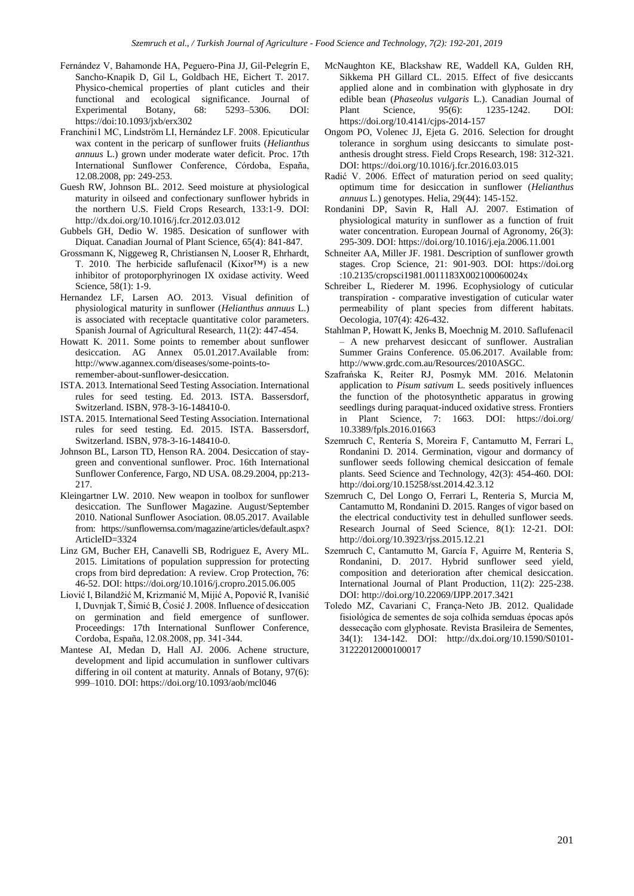Fernández V, Bahamonde HA, Peguero-Pina JJ, Gil-Pelegrín E, Sancho-Knapik D, Gil L, Goldbach HE, Eichert T. 2017. Physico-chemical properties of plant cuticles and their functional and ecological significance. Journal of Experimental Botany, 68: 5293–5306. DOI: https://doi:10.1093/jxb/erx302

Franchini1 MC, Lindström LI, Hernández LF. 2008. Epicuticular wax content in the pericarp of sunflower fruits (*Helianthus annuus* L.) grown under moderate water deficit. Proc. 17th International Sunflower Conference, Córdoba, España, 12.08.2008, pp: 249-253.

Guesh RW, Johnson BL. 2012. Seed moisture at physiological maturity in oilseed and confectionary sunflower hybrids in the northern U.S. Field Crops Research, 133:1-9. DOI: http://dx.doi.org/10.1016/j.fcr.2012.03.012

Gubbels GH, Dedio W. 1985. Desication of sunflower with Diquat. Canadian Journal of Plant Science, 65(4): 841-847.

Grossmann K, Niggeweg R, Christiansen N, Looser R, Ehrhardt, T. 2010. The herbicide saflufenacil (Kixor™) is a new inhibitor of protoporphyrinogen IX oxidase activity. Weed Science, 58(1): 1-9.

Hernandez LF, Larsen AO. 2013. Visual definition of physiological maturity in sunflower (*Helianthus annuus* L.) is associated with receptacle quantitative color parameters. Spanish Journal of Agricultural Research, 11(2): 447-454.

Howatt K. 2011. Some points to remember about sunflower desiccation. AG Annex 05.01.2017.Available from: http://www.agannex.com/diseases/some-points-to-remember-about-sunflower-desiccation.

ISTA. 2013. International Seed Testing Association. International rules for seed testing. Ed. 2013. ISTA. Bassersdorf, Switzerland. ISBN, 978-3-16-148410-0.

ISTA. 2015. International Seed Testing Association. International rules for seed testing. Ed. 2015. ISTA. Bassersdorf, Switzerland. ISBN, 978-3-16-148410-0.

Johnson BL, Larson TD, Henson RA. 2004. Desiccation of stay-green and conventional sunflower. Proc. 16th International Sunflower Conference, Fargo, ND USA. 08.29.2004, pp:213-217.

Kleingartner LW. 2010. New weapon in toolbox for sunflower desiccation. The Sunflower Magazine. August/September 2010. National Sunflower Asociation. 08.05.2017. Available from: https://sunflowernsa.com/magazine/articles/default.aspx?ArticleID=3324

Linz GM, Bucher EH, Canavelli SB, Rodriguez E, Avery ML. 2015. Limitations of population suppression for protecting crops from bird depredation: A review. Crop Protection, 76: 46-52. DOI: https://doi.org/10.1016/j.cropro.2015.06.005

Liović I, Bilandžić M, Krizmanić M, Mijić A, Popović R, Ivanišić I, Duvnjak T, Šimić B, Ćosić J. 2008. Influence of desiccation on germination and field emergence of sunflower. Proceedings: 17th International Sunflower Conference, Cordoba, España, 12.08.2008, pp. 341-344.

Mantese AI, Medan D, Hall AJ. 2006. Achene structure, development and lipid accumulation in sunflower cultivars differing in oil content at maturity. Annals of Botany, 97(6): 999–1010. DOI: https://doi.org/10.1093/aob/mcl046

McNaughton KE, Blackshaw RE, Waddell KA, Gulden RH, Sikkema PH Gillard CL. 2015. Effect of five desiccants applied alone and in combination with glyphosate in dry edible bean (*Phaseolus vulgaris* L.). Canadian Journal of Plant Science, 95(6): 1235-1242. DOI: https://doi.org/10.4141/cjps-2014-157

Ongom PO, Volenec JJ, Ejeta G. 2016. Selection for drought tolerance in sorghum using desiccants to simulate post-anthesis drought stress. Field Crops Research, 198: 312-321. DOI: https://doi.org/10.1016/j.fcr.2016.03.015

Radić V. 2006. Effect of maturation period on seed quality; optimum time for desiccation in sunflower (*Helianthus annuus* L.) genotypes. Helia, 29(44): 145-152.

Rondanini DP, Savin R, Hall AJ. 2007. Estimation of physiological maturity in sunflower as a function of fruit water concentration. European Journal of Agronomy, 26(3): 295-309. DOI: https://doi.org/10.1016/j.eja.2006.11.001

Schneiter AA, Miller JF. 1981. Description of sunflower growth stages. Crop Science, 21: 901-903. DOI: https://doi.org:10.2135/cropsci1981.0011183X002100060024x

Schreiber L, Riederer M. 1996. Ecophysiology of cuticular transpiration - comparative investigation of cuticular water permeability of plant species from different habitats. Oecologia, 107(4): 426-432.

Stahlman P, Howatt K, Jenks B, Moechnig M. 2010. Saflufenacil – A new preharvest desiccant of sunflower. Australian Summer Grains Conference. 05.06.2017. Available from: http://www.grdc.com.au/Resources/2010ASGC.

Szafrańska K, Reiter RJ, Posmyk MM. 2016. Melatonin application to *Pisum sativum* L. seeds positively influences the function of the photosynthetic apparatus in growing seedlings during paraquat-induced oxidative stress. Frontiers in Plant Science, 7: 1663. DOI: https://doi.org/10.3389/fpls.2016.01663

Szemruch C, Rentería S, Moreira F, Cantamutto M, Ferrari L, Rondanini D. 2014. Germination, vigour and dormancy of sunflower seeds following chemical desiccation of female plants. Seed Science and Technology, 42(3): 454-460. DOI: http://doi.org/10.15258/sst.2014.42.3.12

Szemruch C, Del Longo O, Ferrari L, Renteria S, Murcia M, Cantamutto M, Rondanini D. 2015. Ranges of vigor based on the electrical conductivity test in dehulled sunflower seeds. Research Journal of Seed Science, 8(1): 12-21. DOI: http://doi.org/10.3923/rjss.2015.12.21

Szemruch C, Cantamutto M, García F, Aguirre M, Renteria S, Rondanini, D. 2017. Hybrid sunflower seed yield, composition and deterioration after chemical desiccation. International Journal of Plant Production, 11(2): 225-238. DOI: http://doi.org/10.22069/IJPP.2017.3421

Toledo MZ, Cavariani C, França-Neto JB. 2012. Qualidade fisiológica de sementes de soja colhida semduas épocas após dessecação com glyphosate. Revista Brasileira de Sementes, 34(1): 134-142. DOI: http://dx.doi.org/10.1590/S0101-31222012000100017